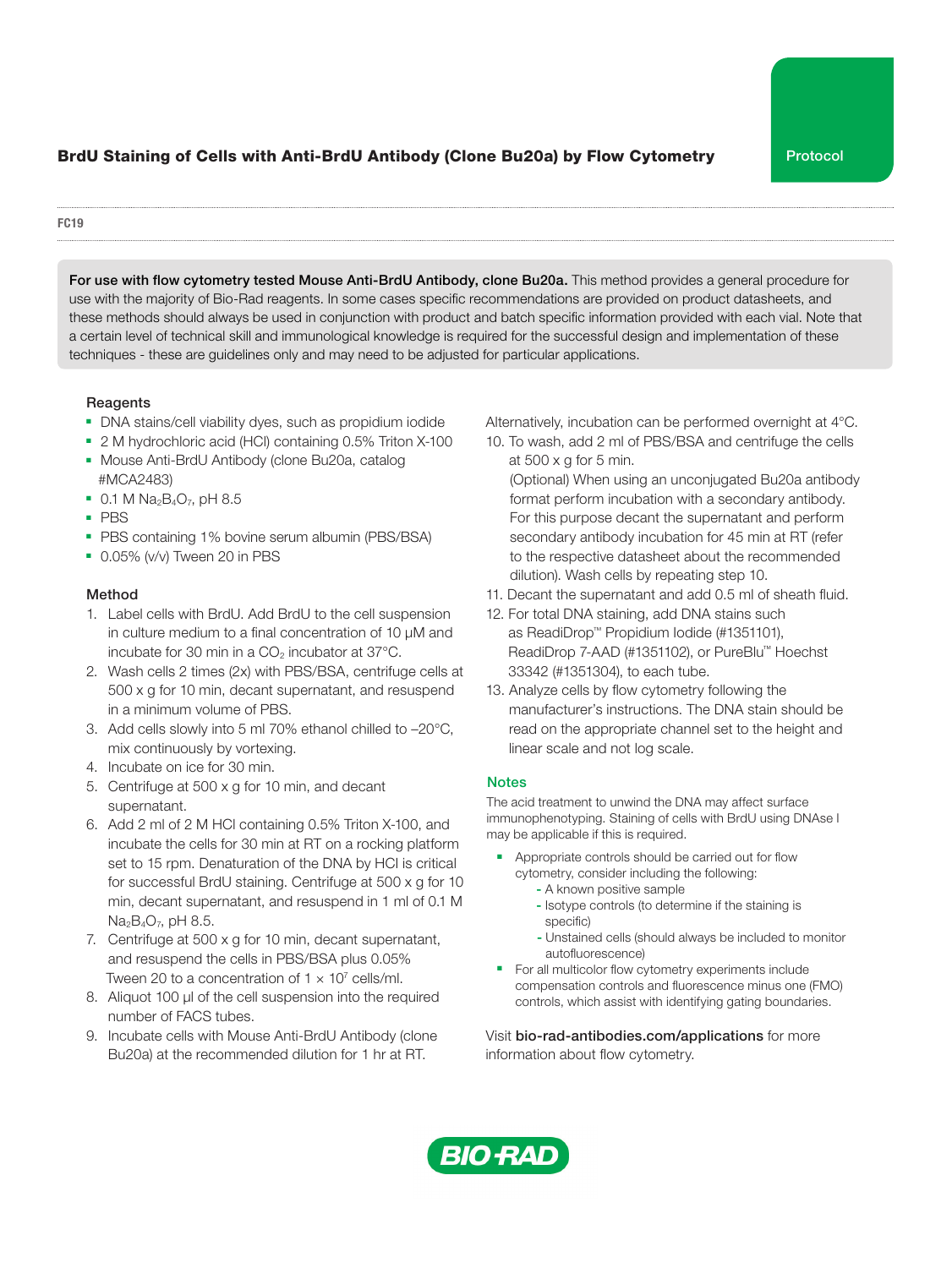# BrdU Staining of Cells with Anti-BrdU Antibody (Clone Bu20a) by Flow Cytometry

Protocol

FC19

**For use with flow cytometry tested Mouse Anti-BrdU Antibody, clone Bu20a.** This method provides a general procedure for use with the majority of Bio-Rad reagents. In some cases specific recommendations are provided on product datasheets, and these methods should always be used in conjunction with product and batch specific information provided with each vial. Note that a certain level of technical skill and immunological knowledge is required for the successful design and implementation of these techniques - these are guidelines only and may need to be adjusted for particular applications.

### Reagents

- DNA stains/cell viability dyes, such as propidium iodide
- 2 M hydrochloric acid (HCl) containing 0.5% Triton X-100
- Mouse Anti-BrdU Antibody (clone Bu20a, catalog #MCA2483)
- 0.1 M $Na_2B_4O_7$, pH 8.5
- PBS
- PBS containing 1% bovine serum albumin (PBS/BSA)
- 0.05% (v/v) Tween 20 in PBS

### Method

1. Label cells with BrdU. Add BrdU to the cell suspension in culture medium to a final concentration of 10 µM and incubate for 30 min in a $CO_2$ incubator at 37°C.
2. Wash cells 2 times (2x) with PBS/BSA, centrifuge cells at 500 x g for 10 min, decant supernatant, and resuspend in a minimum volume of PBS.
3. Add cells slowly into 5 ml 70% ethanol chilled to –20°C, mix continuously by vortexing.
4. Incubate on ice for 30 min.
5. Centrifuge at 500 x g for 10 min, and decant supernatant.
6. Add 2 ml of 2 M HCl containing 0.5% Triton X-100, and incubate the cells for 30 min at RT on a rocking platform set to 15 rpm. Denaturation of the DNA by HCl is critical for successful BrdU staining. Centrifuge at 500 x g for 10 min, decant supernatant, and resuspend in 1 ml of 0.1 M $Na_2B_4O_7$, pH 8.5.
7. Centrifuge at 500 x g for 10 min, decant supernatant, and resuspend the cells in PBS/BSA plus 0.05% Tween 20 to a concentration of $1 \times 10^7$ cells/ml.
8. Aliquot 100 µl of the cell suspension into the required number of FACS tubes.
9. Incubate cells with Mouse Anti-BrdU Antibody (clone Bu20a) at the recommended dilution for 1 hr at RT. Alternatively, incubation can be performed overnight at 4°C.
10. To wash, add 2 ml of PBS/BSA and centrifuge the cells at 500 x g for 5 min.
    (Optional) When using an unconjugated Bu20a antibody format perform incubation with a secondary antibody. For this purpose decant the supernatant and perform secondary antibody incubation for 45 min at RT (refer to the respective datasheet about the recommended dilution). Wash cells by repeating step 10.
11. Decant the supernatant and add 0.5 ml of sheath fluid.
12. For total DNA staining, add DNA stains such as ReadiDrop™ Propidium Iodide (#1351101), ReadiDrop 7-AAD (#1351102), or PureBlu™ Hoechst 33342 (#1351304), to each tube.
13. Analyze cells by flow cytometry following the manufacturer's instructions. The DNA stain should be read on the appropriate channel set to the height and linear scale and not log scale.

### Notes

The acid treatment to unwind the DNA may affect surface immunophenotyping. Staining of cells with BrdU using DNAse I may be applicable if this is required.

- Appropriate controls should be carried out for flow cytometry, consider including the following:
  - A known positive sample
  - Isotype controls (to determine if the staining is specific)
  - Unstained cells (should always be included to monitor autofluorescence)
- For all multicolor flow cytometry experiments include compensation controls and fluorescence minus one (FMO) controls, which assist with identifying gating boundaries.

Visit **bio-rad-antibodies.com/applications** for more information about flow cytometry.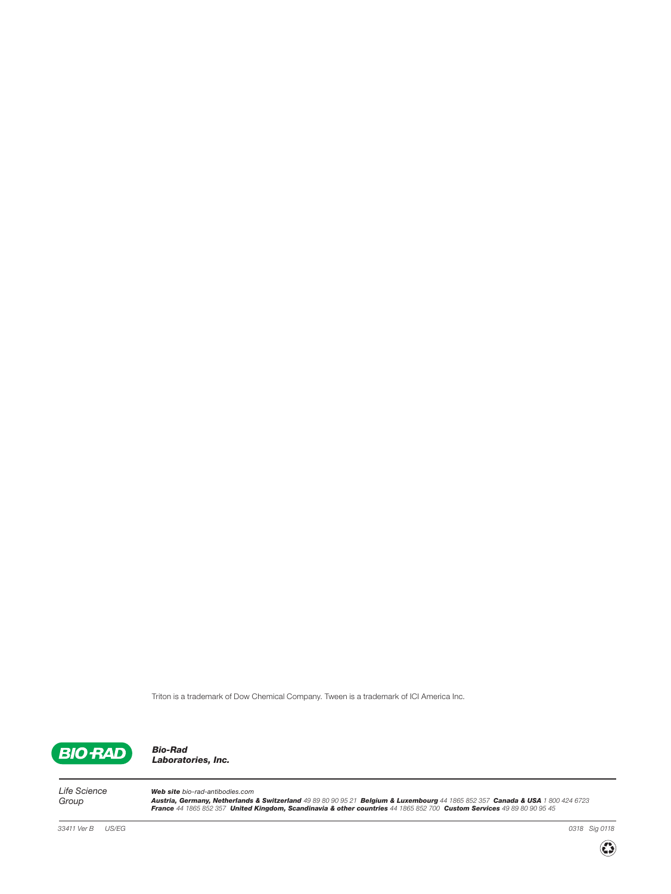Triton is a trademark of Dow Chemical Company. Tween is a trademark of ICI America Inc.

BIO-RAD

***Bio-Rad Laboratories, Inc.***

*Life Science Group*

***Web site*** *bio-rad-antibodies.com*

***Austria, Germany, Netherlands & Switzerland*** *49 89 80 90 95 21* ***Belgium & Luxembourg*** *44 1865 852 357* ***Canada & USA*** *1 800 424 6723* ***France*** *44 1865 852 357* ***United Kingdom, Scandinavia & other countries*** *44 1865 852 700* ***Custom Services*** *49 89 80 90 95 45*

*33411 Ver B US/EG*

*0318 Sig 0118*